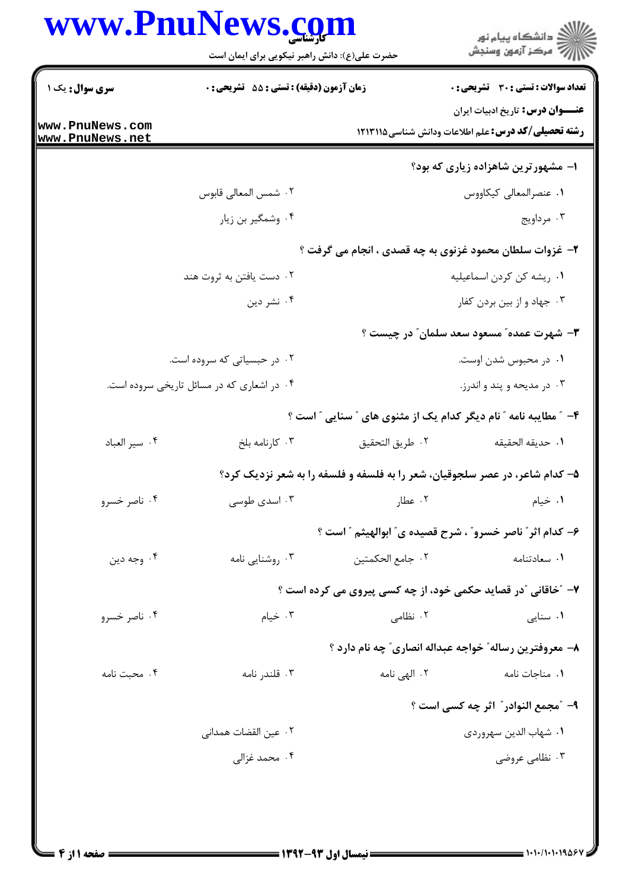**سری سوال:** یک ۱

**زمان آزمون (دقیقه) : تستی : ۵۵ تشریحی : ۰**

**تعداد سوالات : تستی : ۳۰ تشریحی : ۰**

**عنـــوان درس:** تاریخ ادبیات ایران

**رشته تحصیلی/کد درس:** علم اطلاعات ودانش شناسی۱۲۱۳۱۱۵

۱- مشهورترین شاهزاده زیاری که بود؟

۱. عنصرالمعالی کیکاووس
۲. شمس المعالی قابوس
۳. مرداویج
۴. وشمگیر بن زیار

۲- غزوات سلطان محمود غزنوی به چه قصدی ، انجام می گرفت ؟

۱. ریشه کن کردن اسماعیلیه
۲. دست یافتن به ثروت هند
۳. جهاد و از بین بردن کفار
۴. نشر دین

۳- شهرت عمده" مسعود سعد سلمان" در چیست ؟

۱. در محبوس شدن اوست.
۲. در حبسیاتی که سروده است.
۳. در مدیحه و پند و اندرز.
۴. در اشعاری که در مسائل تاریخی سروده است.

۴- " مطایبه نامه " نام دیگر کدام یک از مثنوی های " سنایی " است ؟

۱. حدیقه الحقیقه
۲. طریق التحقیق
۳. کارنامه بلخ
۴. سیر العباد

۵- کدام شاعر، در عصر سلجوقیان، شعر را به فلسفه و فلسفه را به شعر نزدیک کرد؟

۱. خیام
۲. عطار
۳. اسدی طوسی
۴. ناصر خسرو

۶- کدام اثر" ناصر خسرو" ، شرح قصیده ی" ابوالهیثم " است ؟

۱. سعادتنامه
۲. جامع الحکمتین
۳. روشنایی نامه
۴. وجه دین

۷- "خاقانی "در قصاید حکمی خود، از چه کسی پیروی می کرده است ؟

۱. سنایی
۲. نظامی
۳. خیام
۴. ناصر خسرو

۸- معروفترین رساله" خواجه عبداله انصاری" چه نام دارد ؟

۱. مناجات نامه
۲. الهی نامه
۳. قلندر نامه
۴. محبت نامه

۹- "مجمع النوادر" اثر چه کسی است ؟

۱. شهاب الدین سهروردی
۲. عین القضات همدانی
۳. نظامی عروضی
۴. محمد غزالی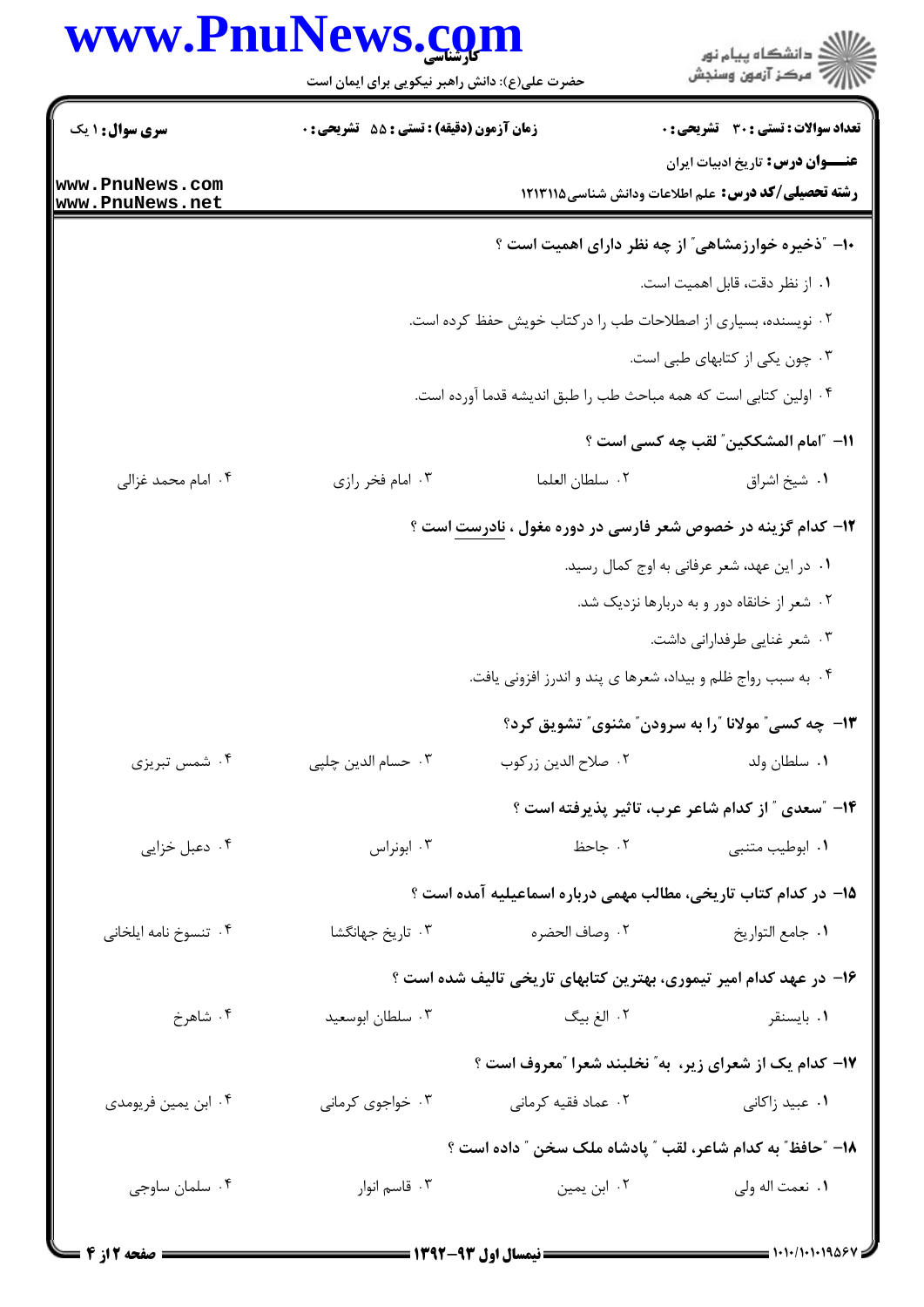**سری سوال:** ۱ یک

**زمان آزمون (دقیقه) : تستی :** ۵۵ **تشریحی :** ۰

**تعداد سوالات : تستی :** ۳۰ **تشریحی :** ۰

**عنـــوان درس:** تاریخ ادبیات ایران

**رشته تحصیلی/کد درس:** علم اطلاعات ودانش شناسی۱۲۱۳۱۱۵

**۱۰- "ذخیره خوارزمشاهی" از چه نظر دارای اهمیت است ؟**

۱. از نظر دقت، قابل اهمیت است.

۲. نویسنده، بسیاری از اصطلاحات طب را درکتاب خویش حفظ کرده است.

۳. چون یکی از کتابهای طبی است.

۴. اولین کتابی است که همه مباحث طب را طبق اندیشه قدما آورده است.

**۱۱- "امام المشککین" لقب چه کسی است ؟**

۱. شیخ اشراق
۲. سلطان العلما
۳. امام فخر رازی
۴. امام محمد غزالی

**۱۲- کدام گزینه در خصوص شعر فارسی در دوره مغول ، نادرست است ؟**

۱. در این عهد، شعر عرفانی به اوج کمال رسید.

۲. شعر از خانقاه دور و به دربارها نزدیک شد.

۳. شعر غنایی طرفدارانی داشت.

۴. به سبب رواج ظلم و بیداد، شعرها ی پند و اندرز افزونی یافت.

**۱۳- چه کسی" مولانا "را به سرودن" مثنوی" تشویق کرد؟**

۱. سلطان ولد
۲. صلاح الدین زرکوب
۳. حسام الدین چلپی
۴. شمس تبریزی

**۱۴- "سعدی " از کدام شاعر عرب، تاثیر پذیرفته است ؟**

۱. ابوطیب متنبی
۲. جاحظ
۳. ابونراس
۴. دعبل خزایی

**۱۵- در کدام کتاب تاریخی، مطالب مهمی درباره اسماعیلیه آمده است ؟**

۱. جامع التواریخ
۲. وصاف الحضره
۳. تاریخ جهانگشا
۴. تنسوخ نامه ایلخانی

**۱۶- در عهد کدام امیر تیموری، بهترین کتابهای تاریخی تالیف شده است ؟**

۱. بایسنقر
۲. الغ بیگ
۳. سلطان ابوسعید
۴. شاهرخ

**۱۷- کدام یک از شعرای زیر، به" نخلبند شعرا "معروف است ؟**

۱. عبید زاکانی
۲. عماد فقیه کرمانی
۳. خواجوی کرمانی
۴. ابن یمین فریومدی

**۱۸- "حافظ" به کدام شاعر، لقب " پادشاه ملک سخن " داده است ؟**

۱. نعمت اله ولی
۲. ابن یمین
۳. قاسم انوار
۴. سلمان ساوجی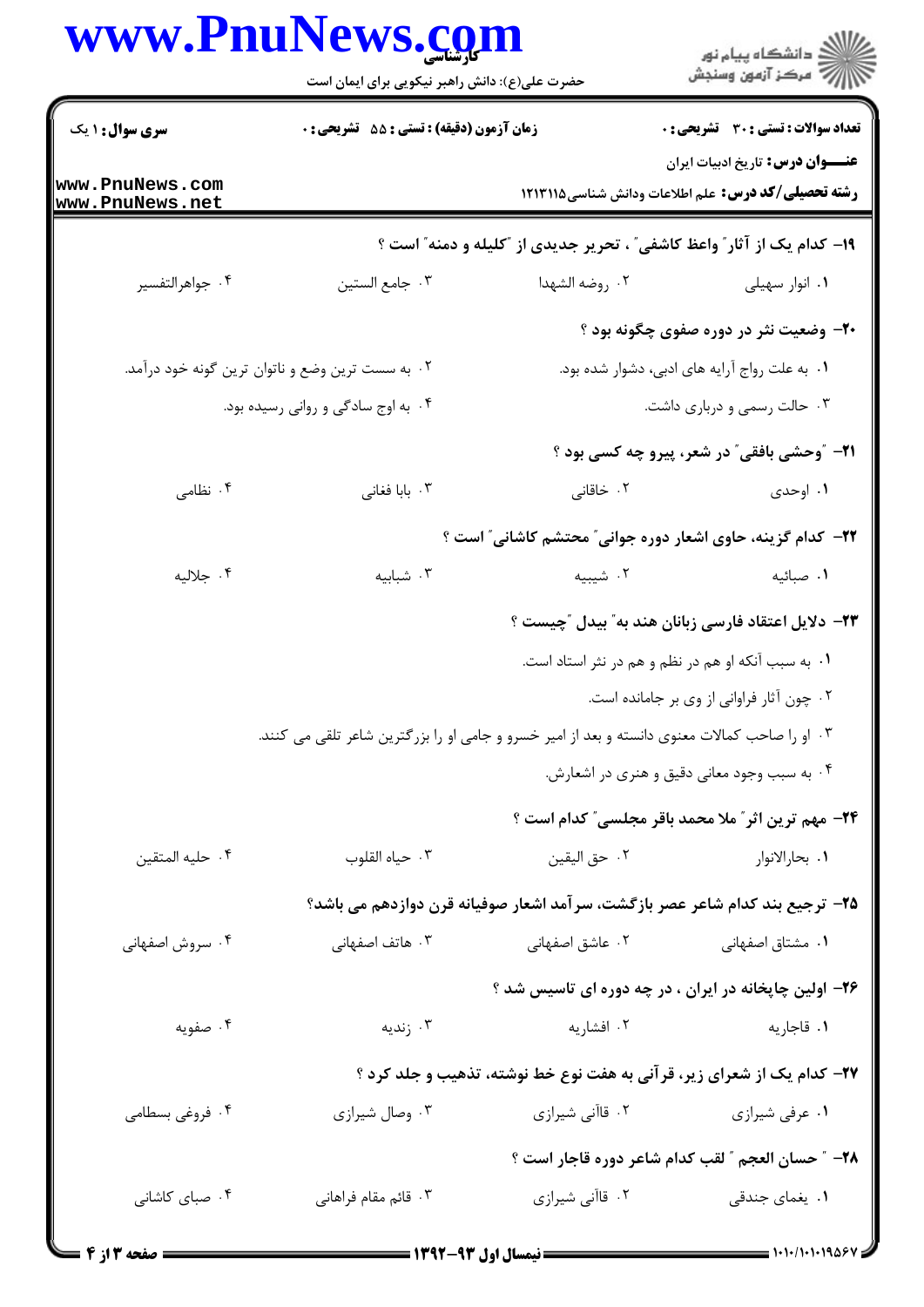**سری سوال:** ۱ یک

**زمان آزمون (دقیقه) : تستی :** ۵۵ **تشریحی :** ۰

**تعداد سوالات : تستی :** ۳۰ **تشریحی :** ۰

**عنـــوان درس:** تاریخ ادبیات ایران

**رشته تحصیلی/کد درس:** علم اطلاعات ودانش شناسی۱۲۱۳۱۱۵

**۱۹- کدام یک از آثار "واعظ کاشفی" ، تحریر جدیدی از "کلیله و دمنه" است ؟**

۱. انوار سهیلی
۲. روضه الشهدا
۳. جامع الستین
۴. جواهرالتفسیر

**۲۰- وضعیت نثر در دوره صفوی چگونه بود ؟**

۱. به علت رواج آرایه های ادبی، دشوار شده بود.
۲. به سست ترین وضع و ناتوان ترین گونه خود درآمد.
۳. حالت رسمی و درباری داشت.
۴. به اوج سادگی و روانی رسیده بود.

**۲۱- "وحشی بافقی" در شعر، پیرو چه کسی بود ؟**

۱. اوحدی
۲. خاقانی
۳. بابا فغانی
۴. نظامی

**۲۲- کدام گزینه، حاوی اشعار دوره جوانی" محتشم کاشانی" است ؟**

۱. صبائیه
۲. شیبیه
۳. شبابیه
۴. جلالیه

**۲۳- دلایل اعتقاد فارسی زبانان هند به" بیدل "چیست ؟**

۱. به سبب آنکه او هم در نظم و هم در نثر استاد است.
۲. چون آثار فراوانی از وی بر جامانده است.
۳. او را صاحب کمالات معنوی دانسته و بعد از امیر خسرو و جامی او را بزرگترین شاعر تلقی می کنند.
۴. به سبب وجود معانی دقیق و هنری در اشعارش.

**۲۴- مهم ترین اثر" ملا محمد باقر مجلسی" کدام است ؟**

۱. بحارالانوار
۲. حق الیقین
۳. حیاه القلوب
۴. حلیه المتقین

**۲۵- ترجیع بند کدام شاعر عصر بازگشت، سرآمد اشعار صوفیانه قرن دوازدهم می باشد؟**

۱. مشتاق اصفهانی
۲. عاشق اصفهانی
۳. هاتف اصفهانی
۴. سروش اصفهانی

**۲۶- اولین چاپخانه در ایران ، در چه دوره ای تاسیس شد ؟**

۱. قاجاریه
۲. افشاریه
۳. زندیه
۴. صفویه

**۲۷- کدام یک از شعرای زیر، قرآنی به هفت نوع خط نوشته، تذهیب و جلد کرد ؟**

۱. عرفی شیرازی
۲. قاآنی شیرازی
۳. وصال شیرازی
۴. فروغی بسطامی

**۲۸- " حسان العجم " لقب کدام شاعر دوره قاجار است ؟**

۱. یغمای جندقی
۲. قاآنی شیرازی
۳. قائم مقام فراهانی
۴. صبای کاشانی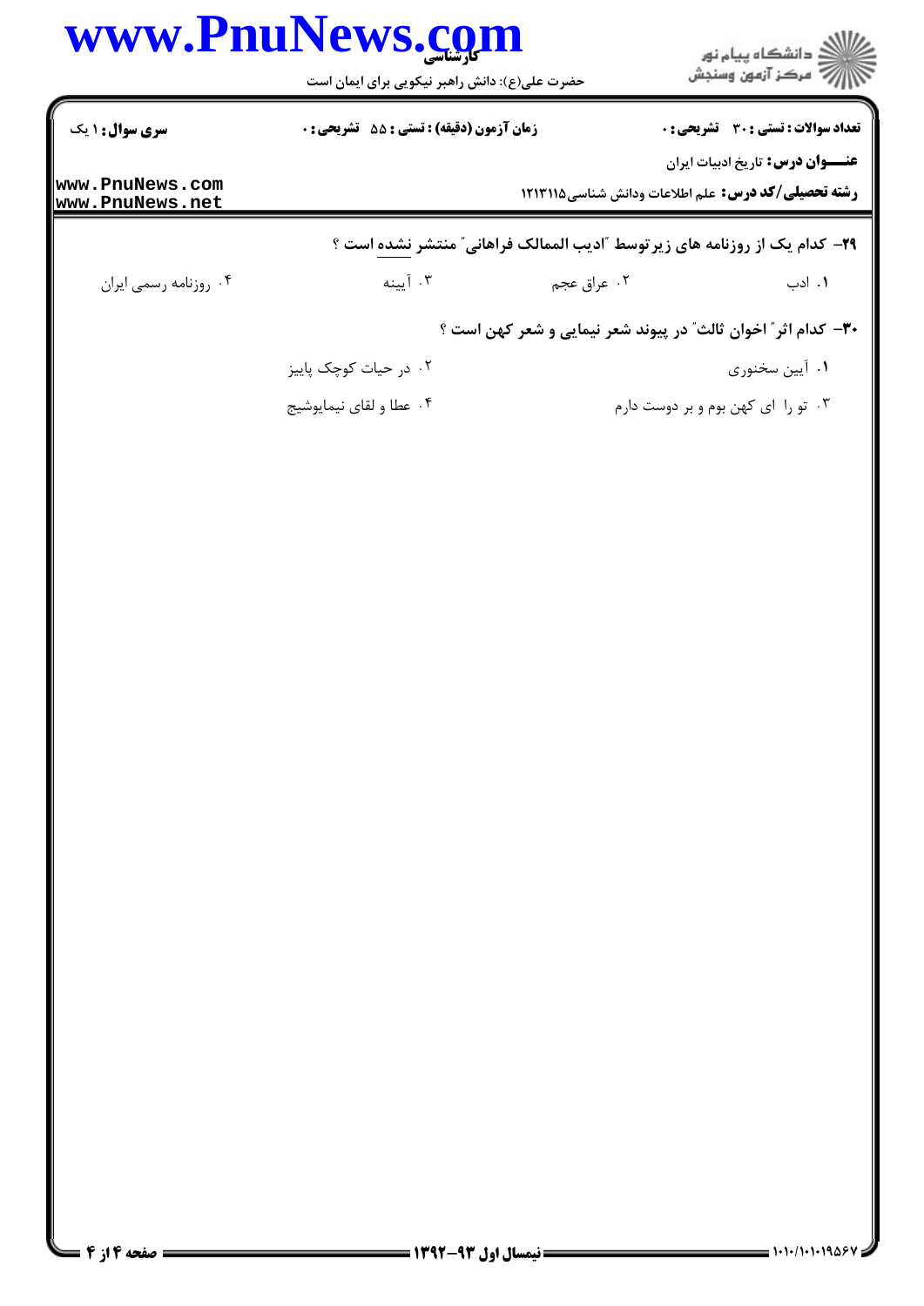**۲۹- کدام یک از روزنامه های زیرتوسط "ادیب الممالک فراهانی" منتشر نشده است ؟**

۱. ادب

۲. عراق عجم

۳. آیینه

۴. روزنامه رسمی ایران

**۳۰- کدام اثر "اخوان ثالث" در پیوند شعر نیمایی و شعر کهن است ؟**

۱. آیین سخنوری

۲. در حیات کوچک پاییز

۳. تو را ای کهن بوم و بر دوست دارم

۴. عطا و لقای نیمایوشیج